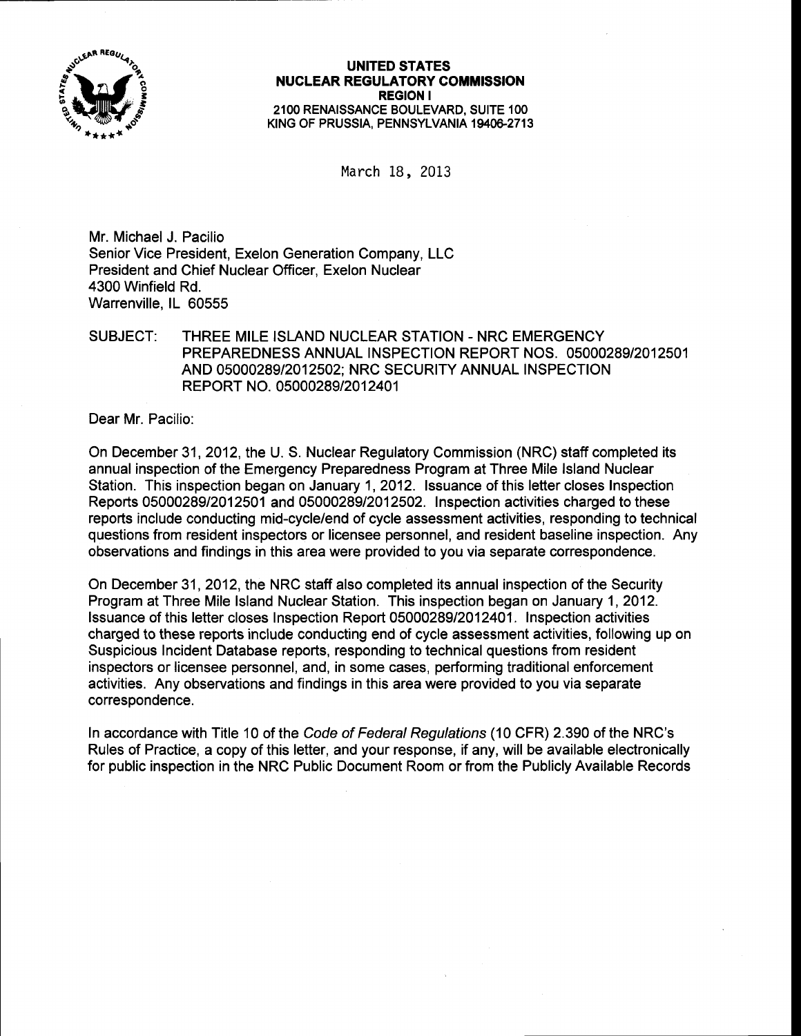**UNITED STATES**
**NUCLEAR REGULATORY COMMISSION**
**REGION I**
2100 RENAISSANCE BOULEVARD, SUITE 100
KING OF PRUSSIA, PENNSYLVANIA 19406-2713

March 18, 2013

Mr. Michael J. Pacilio
Senior Vice President, Exelon Generation Company, LLC
President and Chief Nuclear Officer, Exelon Nuclear
4300 Winfield Rd.
Warrenville, IL 60555

SUBJECT: THREE MILE ISLAND NUCLEAR STATION - NRC EMERGENCY PREPAREDNESS ANNUAL INSPECTION REPORT NOS. 05000289/2012501 AND 05000289/2012502; NRC SECURITY ANNUAL INSPECTION REPORT NO. 05000289/2012401

Dear Mr. Pacilio:

On December 31, 2012, the U. S. Nuclear Regulatory Commission (NRC) staff completed its annual inspection of the Emergency Preparedness Program at Three Mile Island Nuclear Station. This inspection began on January 1, 2012. Issuance of this letter closes Inspection Reports 05000289/2012501 and 05000289/2012502. Inspection activities charged to these reports include conducting mid-cycle/end of cycle assessment activities, responding to technical questions from resident inspectors or licensee personnel, and resident baseline inspection. Any observations and findings in this area were provided to you via separate correspondence.

On December 31, 2012, the NRC staff also completed its annual inspection of the Security Program at Three Mile Island Nuclear Station. This inspection began on January 1, 2012. Issuance of this letter closes Inspection Report 05000289/2012401. Inspection activities charged to these reports include conducting end of cycle assessment activities, following up on Suspicious Incident Database reports, responding to technical questions from resident inspectors or licensee personnel, and, in some cases, performing traditional enforcement activities. Any observations and findings in this area were provided to you via separate correspondence.

In accordance with Title 10 of the *Code of Federal Regulations* (10 CFR) 2.390 of the NRC's Rules of Practice, a copy of this letter, and your response, if any, will be available electronically for public inspection in the NRC Public Document Room or from the Publicly Available Records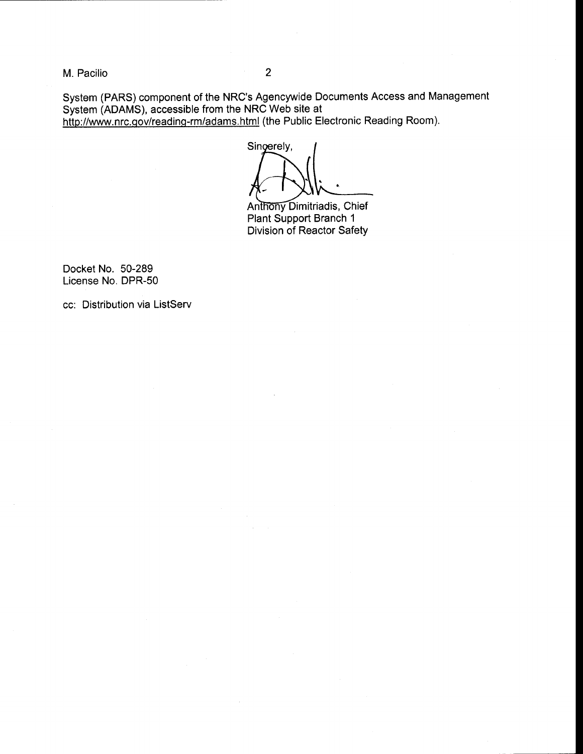System (PARS) component of the NRC's Agencywide Documents Access and Management System (ADAMS), accessible from the NRC Web site at http://www.nrc.gov/reading-rm/adams.html (the Public Electronic Reading Room).

Sincerely,

Anthony Dimitriadis, Chief
Plant Support Branch 1
Division of Reactor Safety

Docket No. 50-289
License No. DPR-50

cc: Distribution via ListServ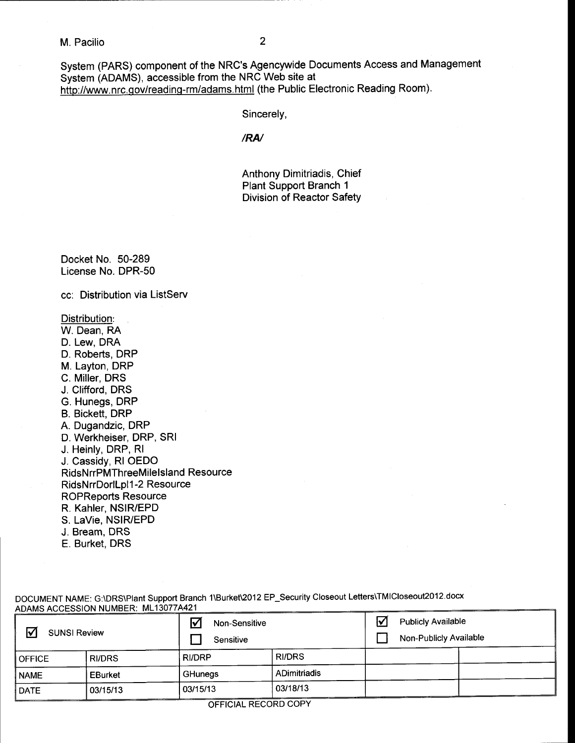System (PARS) component of the NRC's Agencywide Documents Access and Management System (ADAMS), accessible from the NRC Web site at http://www.nrc.gov/reading-rm/adams.html (the Public Electronic Reading Room).

Sincerely,

***/RA/***

Anthony Dimitriadis, Chief
Plant Support Branch 1
Division of Reactor Safety

Docket No. 50-289
License No. DPR-50

cc: Distribution via ListServ

Distribution:
W. Dean, RA
D. Lew, DRA
D. Roberts, DRP
M. Layton, DRP
C. Miller, DRS
J. Clifford, DRS
G. Hunegs, DRP
B. Bickett, DRP
A. Dugandzic, DRP
D. Werkheiser, DRP, SRI
J. Heinly, DRP, RI
J. Cassidy, RI OEDO
RidsNrrPMThreeMileIsland Resource
RidsNrrDorlLpl1-2 Resource
ROPReports Resource
R. Kahler, NSIR/EPD
S. LaVie, NSIR/EPD
J. Bream, DRS
E. Burket, DRS

DOCUMENT NAME: G:\DRS\Plant Support Branch 1\Burket\2012 EP_Security Closeout Letters\TMICloseout2012.docx
ADAMS ACCESSION NUMBER: ML13077A421

| ☑ SUNSI Review | | ☑ Non-Sensitive<br>☐ Sensitive | | ☑ Publicly Available<br>☐ Non-Publicly Available | |
|---|---|---|---|---|---|
| OFFICE | RI/DRS | RI/DRP | RI/DRS | | |
| NAME | EBurket | GHunegs | ADimitriadis | | |
| DATE | 03/15/13 | 03/15/13 | 03/18/13 | | |

OFFICIAL RECORD COPY